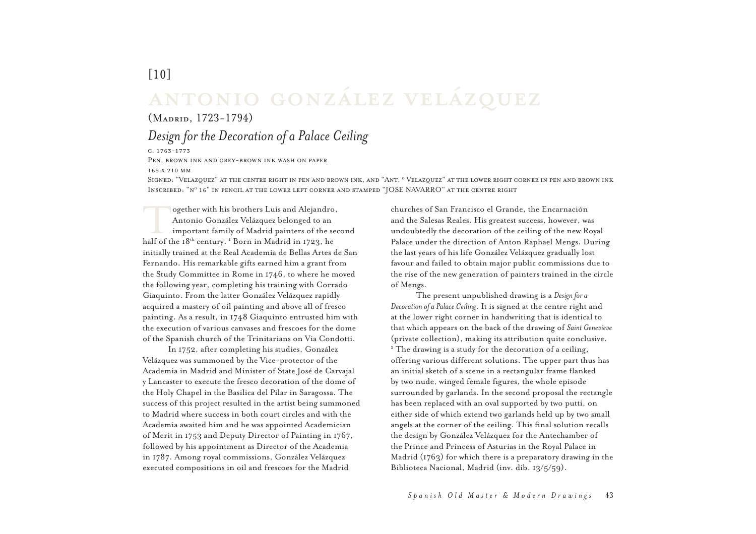[10]

# ANTONIO GONZÁLEZ VELÁZQUEZ

(MADRID, 1723-1794)

## *Design for the Decoration of a Palace Ceiling*

C. 1763-1773

PEN, BROWN INK AND GREY-BROWN INK WASH ON PAPER

165 X 210 MM

SIGNED: "VELAZQUEZ" AT THE CENTRE RIGHT IN PEN AND BROWN INK, AND "ANT. º VELAZQUEZ" AT THE LOWER RIGHT CORNER IN PEN AND BROWN INK

INSCRIBED: "Nº 16" IN PENCIL AT THE LOWER LEFT CORNER AND STAMPED "JOSE NAVARRO" AT THE CENTRE RIGHT

Together with his brothers Luis and Alejandro, Antonio González Velázquez belonged to an important family of Madrid painters of the second half of the 18th century. [1] Born in Madrid in 1723, he initially trained at the Real Academia de Bellas Artes de San Fernando. His remarkable gifts earned him a grant from the Study Committee in Rome in 1746, to where he moved the following year, completing his training with Corrado Giaquinto. From the latter González Velázquez rapidly acquired a mastery of oil painting and above all of fresco painting. As a result, in 1748 Giaquinto entrusted him with the execution of various canvases and frescoes for the dome of the Spanish church of the Trinitarians on Via Condotti.

In 1752, after completing his studies, González Velázquez was summoned by the Vice-protector of the Academia in Madrid and Minister of State José de Carvajal y Lancaster to execute the fresco decoration of the dome of the Holy Chapel in the Basilica del Pilar in Saragossa. The success of this project resulted in the artist being summoned to Madrid where success in both court circles and with the Academia awaited him and he was appointed Academician of Merit in 1753 and Deputy Director of Painting in 1767, followed by his appointment as Director of the Academia in 1787. Among royal commissions, González Velázquez executed compositions in oil and frescoes for the Madrid churches of San Francisco el Grande, the Encarnación and the Salesas Reales. His greatest success, however, was undoubtedly the decoration of the ceiling of the new Royal Palace under the direction of Anton Raphael Mengs. During the last years of his life González Velázquez gradually lost favour and failed to obtain major public commissions due to the rise of the new generation of painters trained in the circle of Mengs.

The present unpublished drawing is a *Design for a Decoration of a Palace Ceiling*. It is signed at the centre right and at the lower right corner in handwriting that is identical to that which appears on the back of the drawing of *Saint Genevieve* (private collection), making its attribution quite conclusive. [2] The drawing is a study for the decoration of a ceiling, offering various different solutions. The upper part thus has an initial sketch of a scene in a rectangular frame flanked by two nude, winged female figures, the whole episode surrounded by garlands. In the second proposal the rectangle has been replaced with an oval supported by two putti, on either side of which extend two garlands held up by two small angels at the corner of the ceiling. This final solution recalls the design by González Velázquez for the Antechamber of the Prince and Princess of Asturias in the Royal Palace in Madrid (1763) for which there is a preparatory drawing in the Biblioteca Nacional, Madrid (inv. dib. 13/5/59).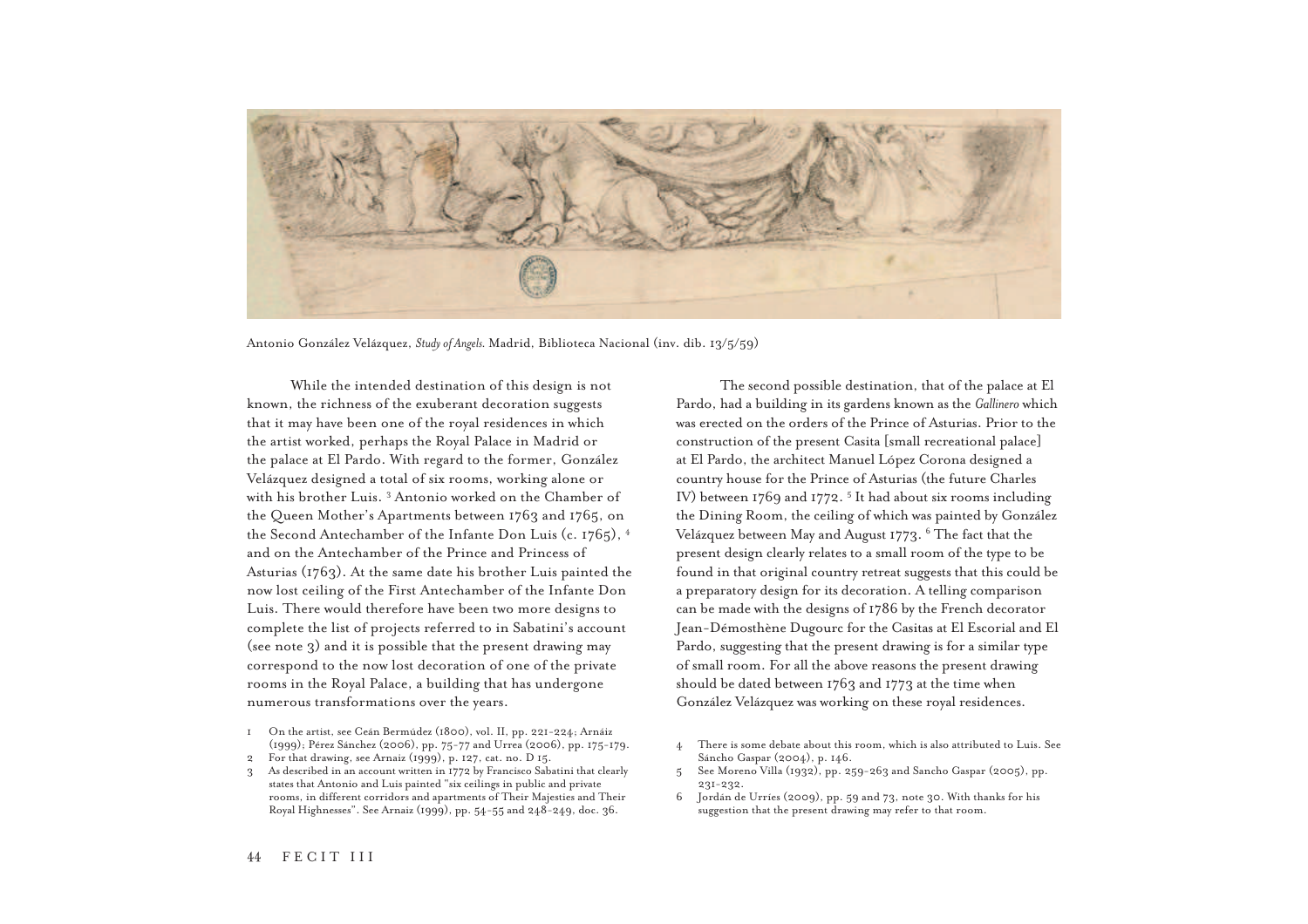Antonio González Velázquez, *Study of Angels*. Madrid, Biblioteca Nacional (inv. dib. 13/5/59)

While the intended destination of this design is not known, the richness of the exuberant decoration suggests that it may have been one of the royal residences in which the artist worked, perhaps the Royal Palace in Madrid or the palace at El Pardo. With regard to the former, González Velázquez designed a total of six rooms, working alone or with his brother Luis. [3] Antonio worked on the Chamber of the Queen Mother's Apartments between 1763 and 1765, on the Second Antechamber of the Infante Don Luis (c. 1765), [4] and on the Antechamber of the Prince and Princess of Asturias (1763). At the same date his brother Luis painted the now lost ceiling of the First Antechamber of the Infante Don Luis. There would therefore have been two more designs to complete the list of projects referred to in Sabatini's account (see note 3) and it is possible that the present drawing may correspond to the now lost decoration of one of the private rooms in the Royal Palace, a building that has undergone numerous transformations over the years.

The second possible destination, that of the palace at El Pardo, had a building in its gardens known as the *Gallinero* which was erected on the orders of the Prince of Asturias. Prior to the construction of the present Casita [small recreational palace] at El Pardo, the architect Manuel López Corona designed a country house for the Prince of Asturias (the future Charles IV) between 1769 and 1772. [5] It had about six rooms including the Dining Room, the ceiling of which was painted by González Velázquez between May and August 1773. [6] The fact that the present design clearly relates to a small room of the type to be found in that original country retreat suggests that this could be a preparatory design for its decoration. A telling comparison can be made with the designs of 1786 by the French decorator Jean-Démosthène Dugourc for the Casitas at El Escorial and El Pardo, suggesting that the present drawing is for a similar type of small room. For all the above reasons the present drawing should be dated between 1763 and 1773 at the time when González Velázquez was working on these royal residences.

1 On the artist, see Ceán Bermúdez (1800), vol. II, pp. 221-224; Arnáiz (1999); Pérez Sánchez (2006), pp. 75-77 and Urrea (2006), pp. 175-179.

2 For that drawing, see Arnaiz (1999), p. 127, cat. no. D 15.

3 As described in an account written in 1772 by Francisco Sabatini that clearly states that Antonio and Luis painted "six ceilings in public and private rooms, in different corridors and apartments of Their Majesties and Their Royal Highnesses". See Arnaiz (1999), pp. 54-55 and 248-249, doc. 36.

4 There is some debate about this room, which is also attributed to Luis. See Sáncho Gaspar (2004), p. 146.

5 See Moreno Villa (1932), pp. 259-263 and Sancho Gaspar (2005), pp. 231-232.

6 Jordán de Urríes (2009), pp. 59 and 73, note 30. With thanks for his suggestion that the present drawing may refer to that room.